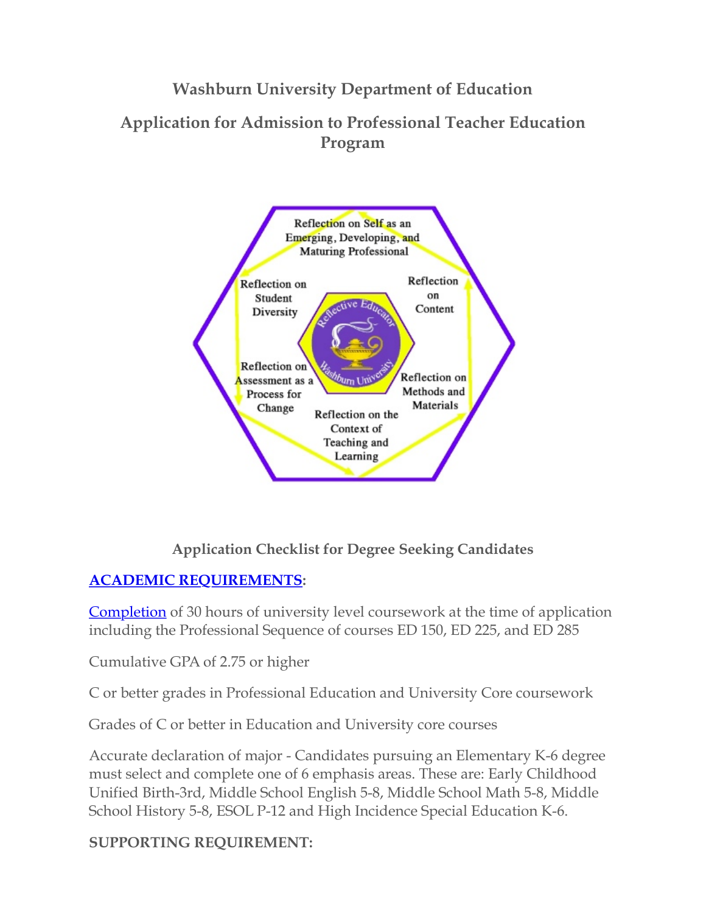# Washburn University Department of Education

## Application for Admission to Professional Teacher Education Program

Reflection on Self as an Emerging, Developing, and Maturing Professional

Reflection on Student Diversity

Reflection on Content

Reflective Educator Washburn University

Reflection on Assessment as a Process for Change

Reflection on Methods and Materials

Reflection on the Context of Teaching and Learning

### Application Checklist for Degree Seeking Candidates

**ACADEMIC REQUIREMENTS:**

Completion of 30 hours of university level coursework at the time of application including the Professional Sequence of courses ED 150, ED 225, and ED 285

Cumulative GPA of 2.75 or higher

C or better grades in Professional Education and University Core coursework

Grades of C or better in Education and University core courses

Accurate declaration of major - Candidates pursuing an Elementary K-6 degree must select and complete one of 6 emphasis areas. These are: Early Childhood Unified Birth-3rd, Middle School English 5-8, Middle School Math 5-8, Middle School History 5-8, ESOL P-12 and High Incidence Special Education K-6.

**SUPPORTING REQUIREMENT:**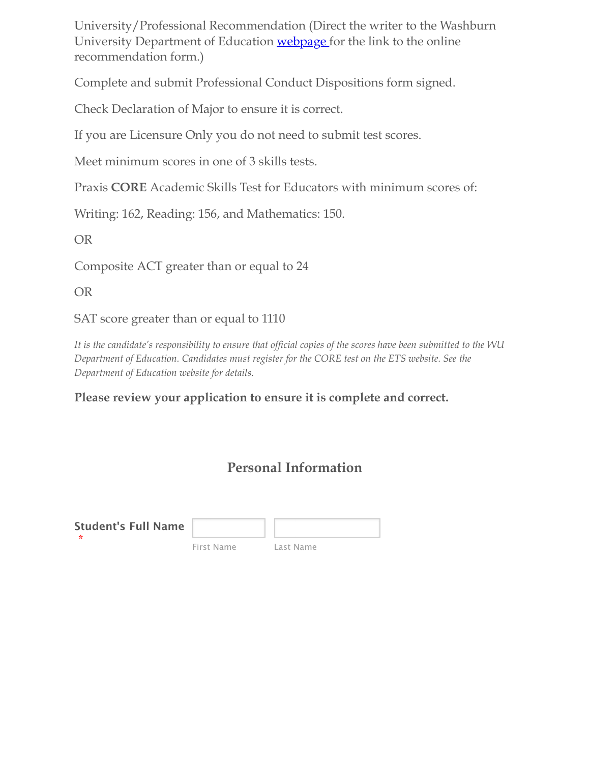University/Professional Recommendation (Direct the writer to the Washburn University Department of Education [webpage ](webpage) for the link to the online recommendation form.)

Complete and submit Professional Conduct Dispositions form signed.

Check Declaration of Major to ensure it is correct.

If you are Licensure Only you do not need to submit test scores.

Meet minimum scores in one of 3 skills tests.

Praxis **CORE** Academic Skills Test for Educators with minimum scores of:

Writing: 162, Reading: 156, and Mathematics: 150.

OR

Composite ACT greater than or equal to 24

OR

SAT score greater than or equal to 1110

*It is the candidate's responsibility to ensure that official copies of the scores have been submitted to the WU Department of Education. Candidates must register for the CORE test on the ETS website. See the Department of Education website for details.*

**Please review your application to ensure it is complete and correct.**

## Personal Information

**Student's Full Name** *

First Name | Last Name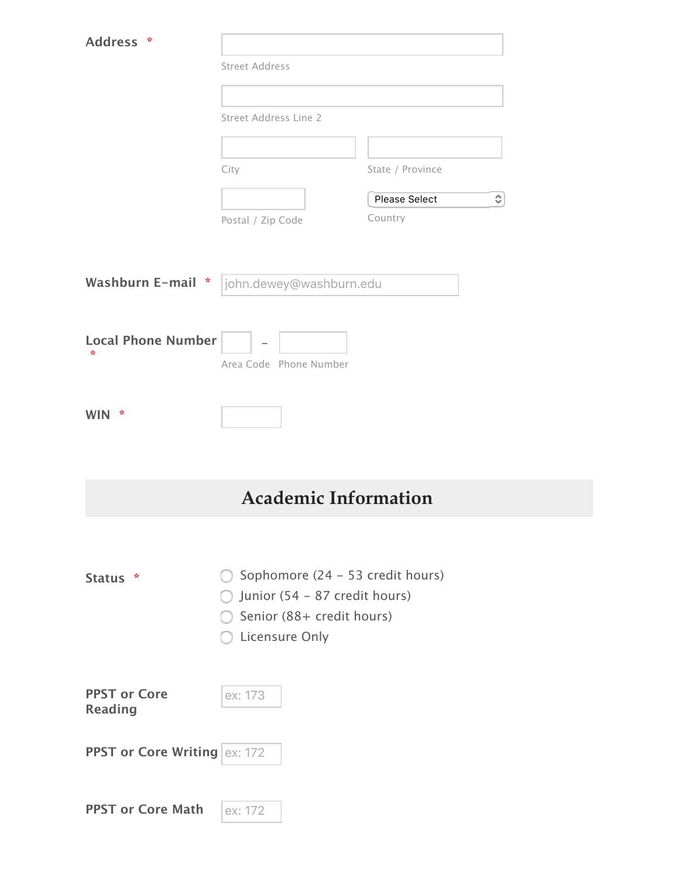**Address** *

Street Address

Street Address Line 2

City

State / Province

Postal / Zip Code

Please Select

Country

**Washburn E-mail** *

john.dewey@washburn.edu

**Local Phone Number** *

Area Code - Phone Number

**WIN** *

## Academic Information

**Status** *

- Sophomore (24 – 53 credit hours)
- Junior (54 – 87 credit hours)
- Senior (88+ credit hours)
- Licensure Only

**PPST or Core Reading**

ex: 173

**PPST or Core Writing**

ex: 172

**PPST or Core Math**

ex: 172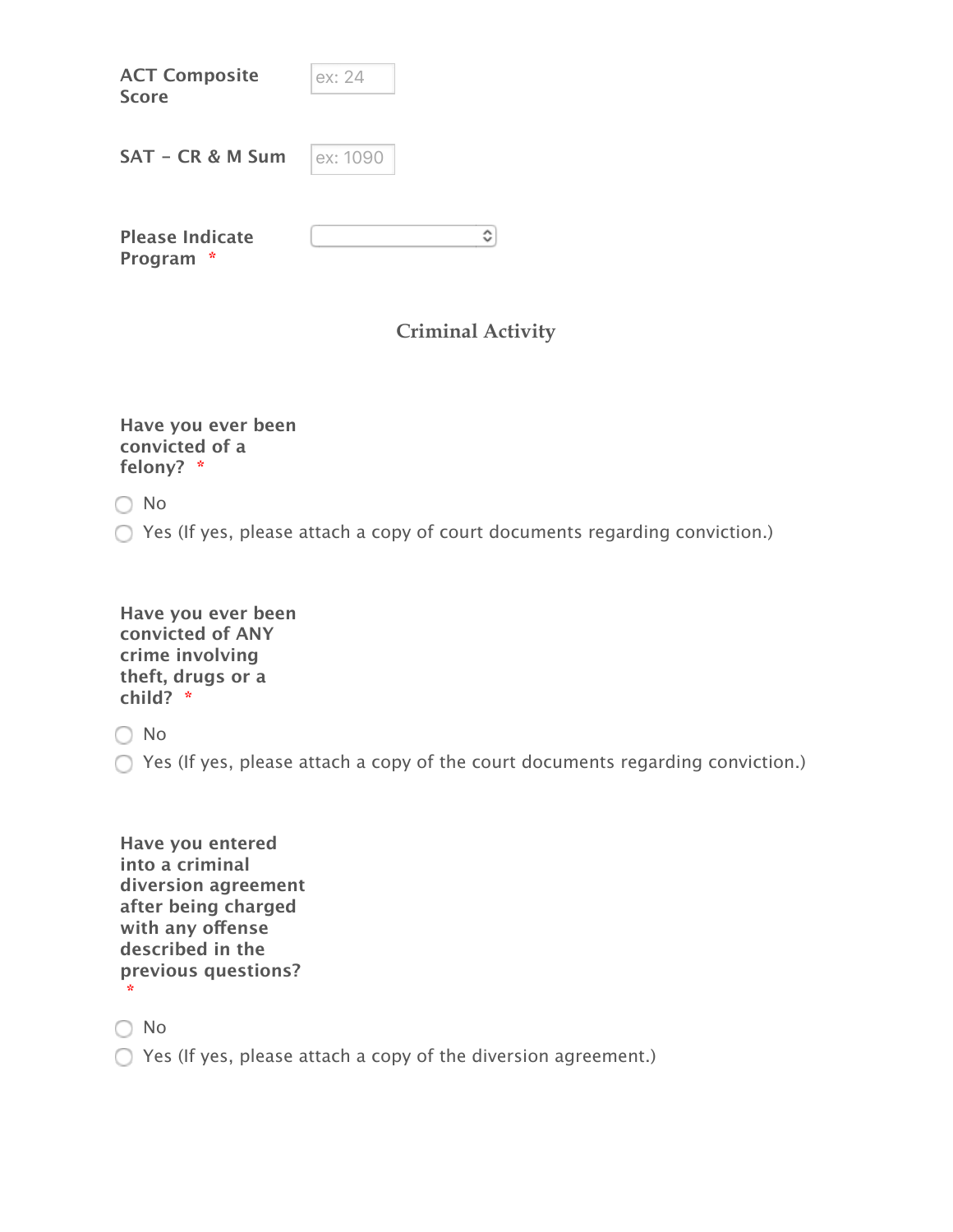**ACT Composite Score** ex: 24

**SAT - CR & M Sum** ex: 1090

**Please Indicate Program** *

## Criminal Activity

**Have you ever been convicted of a felony?** *

- No
- Yes (If yes, please attach a copy of court documents regarding conviction.)

**Have you ever been convicted of ANY crime involving theft, drugs or a child?** *

- No
- Yes (If yes, please attach a copy of the court documents regarding conviction.)

**Have you entered into a criminal diversion agreement after being charged with any offense described in the previous questions?** *

- No
- Yes (If yes, please attach a copy of the diversion agreement.)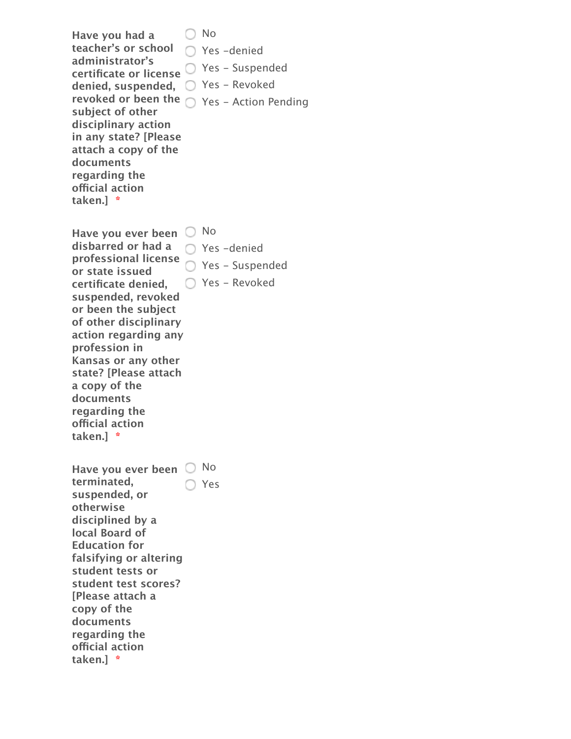**Have you had a teacher's or school administrator's certificate or license denied, suspended, revoked or been the subject of other disciplinary action in any state? [Please attach a copy of the documents regarding the official action taken.]** *

- ◯ No
- ◯ Yes –denied
- ◯ Yes – Suspended
- ◯ Yes – Revoked
- ◯ Yes – Action Pending

**Have you ever been disbarred or had a professional license or state issued certificate denied, suspended, revoked or been the subject of other disciplinary action regarding any profession in Kansas or any other state? [Please attach a copy of the documents regarding the official action taken.]** *

- ◯ No
- ◯ Yes –denied
- ◯ Yes – Suspended
- ◯ Yes – Revoked

**Have you ever been terminated, suspended, or otherwise disciplined by a local Board of Education for falsifying or altering student tests or student test scores? [Please attach a copy of the documents regarding the official action taken.]** *

- ◯ No
- ◯ Yes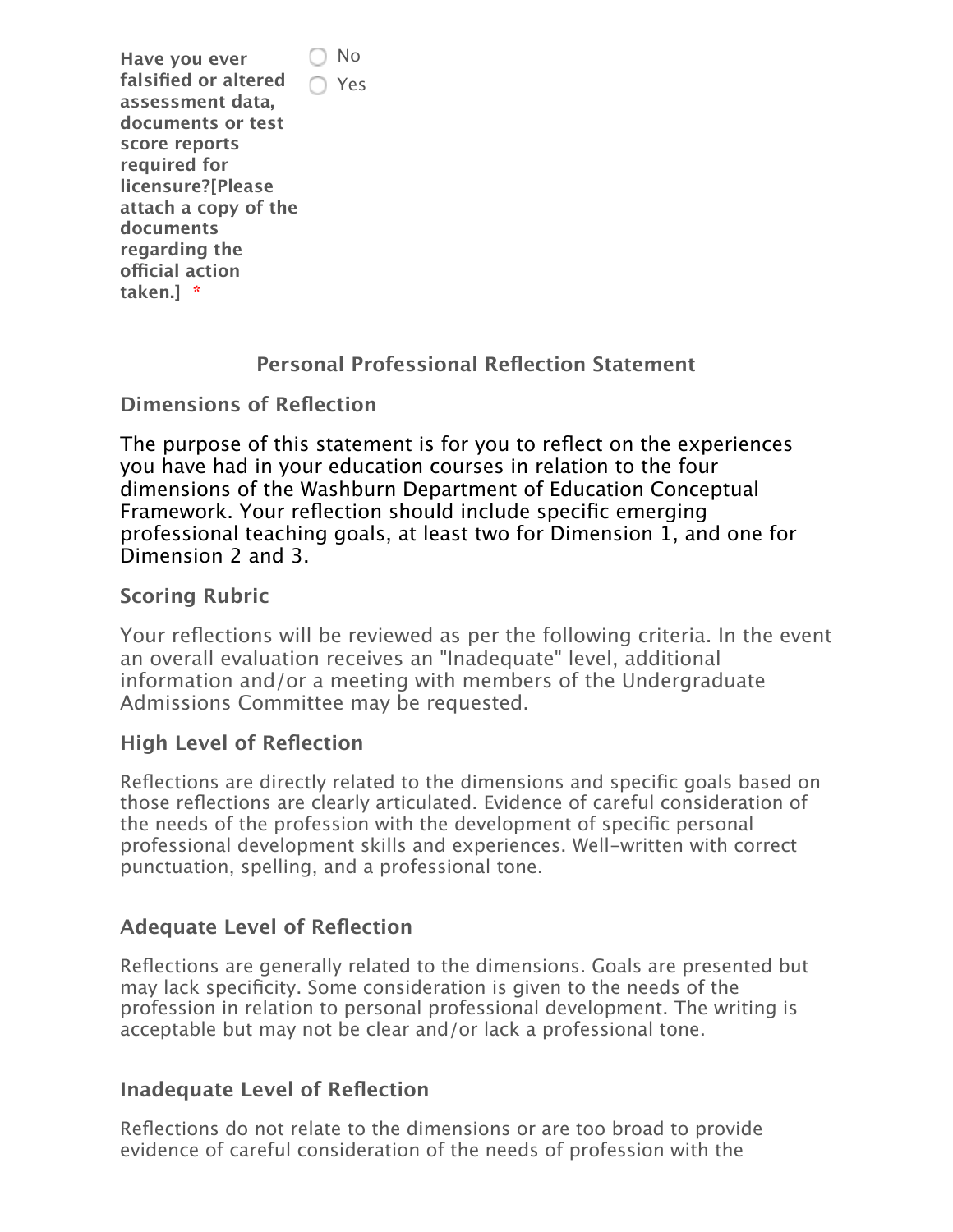**Have you ever falsified or altered assessment data, documents or test score reports required for licensure?[Please attach a copy of the documents regarding the official action taken.]** *

- No
- Yes

## Personal Professional Reflection Statement

### Dimensions of Reflection

The purpose of this statement is for you to reflect on the experiences you have had in your education courses in relation to the four dimensions of the Washburn Department of Education Conceptual Framework. Your reflection should include specific emerging professional teaching goals, at least two for Dimension 1, and one for Dimension 2 and 3.

### Scoring Rubric

Your reflections will be reviewed as per the following criteria. In the event an overall evaluation receives an "Inadequate" level, additional information and/or a meeting with members of the Undergraduate Admissions Committee may be requested.

### High Level of Reflection

Reflections are directly related to the dimensions and specific goals based on those reflections are clearly articulated. Evidence of careful consideration of the needs of the profession with the development of specific personal professional development skills and experiences. Well-written with correct punctuation, spelling, and a professional tone.

### Adequate Level of Reflection

Reflections are generally related to the dimensions. Goals are presented but may lack specificity. Some consideration is given to the needs of the profession in relation to personal professional development. The writing is acceptable but may not be clear and/or lack a professional tone.

### Inadequate Level of Reflection

Reflections do not relate to the dimensions or are too broad to provide evidence of careful consideration of the needs of profession with the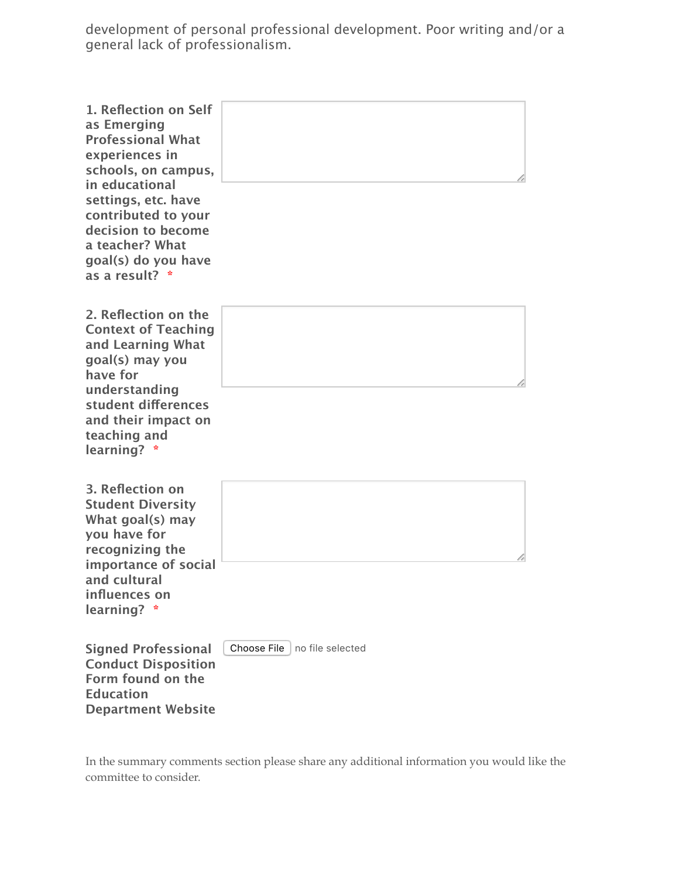development of personal professional development. Poor writing and/or a general lack of professionalism.

**1. Reflection on Self as Emerging Professional What experiences in schools, on campus, in educational settings, etc. have contributed to your decision to become a teacher? What goal(s) do you have as a result?** *

**2. Reflection on the Context of Teaching and Learning What goal(s) may you have for understanding student differences and their impact on teaching and learning?** *

**3. Reflection on Student Diversity What goal(s) may you have for recognizing the importance of social and cultural influences on learning?** *

**Signed Professional Conduct Disposition Form found on the Education Department Website**

Choose File no file selected

In the summary comments section please share any additional information you would like the committee to consider.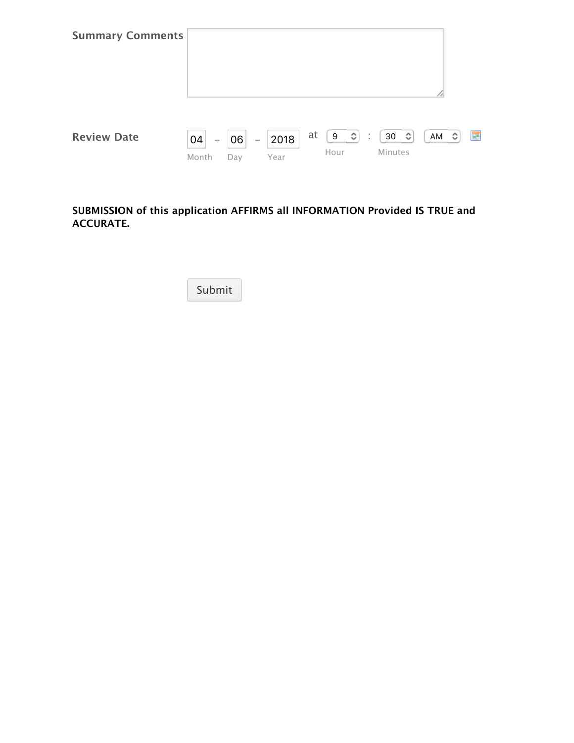**Summary Comments**

**Review Date** 04 - 06 - 2018 at 9 : 30 AM

Month Day Year Hour Minutes

**SUBMISSION of this application AFFIRMS all INFORMATION Provided IS TRUE and ACCURATE.**

Submit